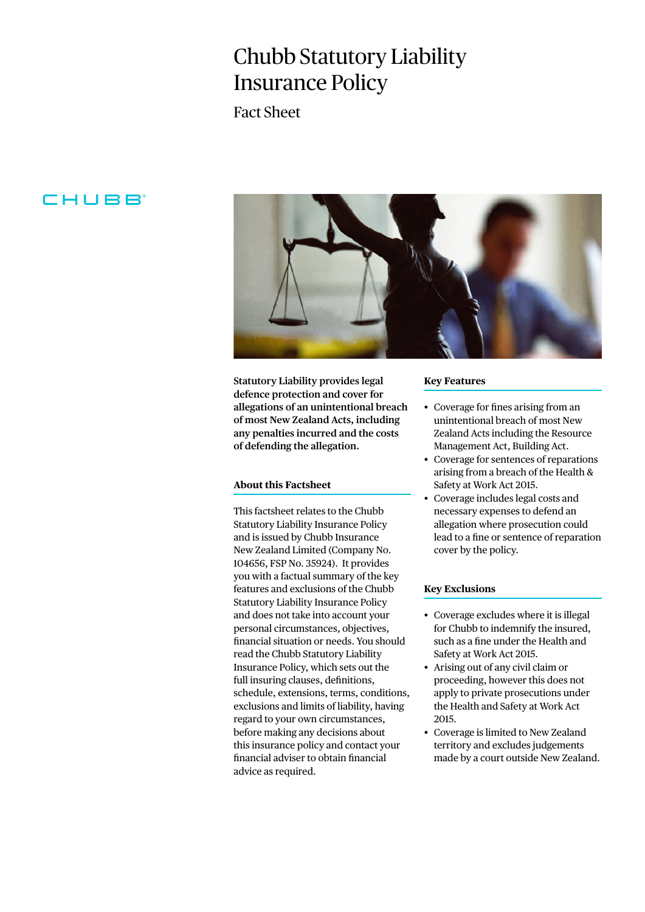# Chubb Statutory Liability Insurance Policy

## Fact Sheet

CHUBB

**Statutory Liability provides legal defence protection and cover for allegations of an unintentional breach of most New Zealand Acts, including any penalties incurred and the costs of defending the allegation.**

### About this Factsheet

This factsheet relates to the Chubb Statutory Liability Insurance Policy and is issued by Chubb Insurance New Zealand Limited (Company No. 104656, FSP No. 35924). It provides you with a factual summary of the key features and exclusions of the Chubb Statutory Liability Insurance Policy and does not take into account your personal circumstances, objectives, financial situation or needs. You should read the Chubb Statutory Liability Insurance Policy, which sets out the full insuring clauses, definitions, schedule, extensions, terms, conditions, exclusions and limits of liability, having regard to your own circumstances, before making any decisions about this insurance policy and contact your financial adviser to obtain financial advice as required.

### Key Features

- Coverage for fines arising from an unintentional breach of most New Zealand Acts including the Resource Management Act, Building Act.
- Coverage for sentences of reparations arising from a breach of the Health & Safety at Work Act 2015.
- Coverage includes legal costs and necessary expenses to defend an allegation where prosecution could lead to a fine or sentence of reparation cover by the policy.

### Key Exclusions

- Coverage excludes where it is illegal for Chubb to indemnify the insured, such as a fine under the Health and Safety at Work Act 2015.
- Arising out of any civil claim or proceeding, however this does not apply to private prosecutions under the Health and Safety at Work Act 2015.
- Coverage is limited to New Zealand territory and excludes judgements made by a court outside New Zealand.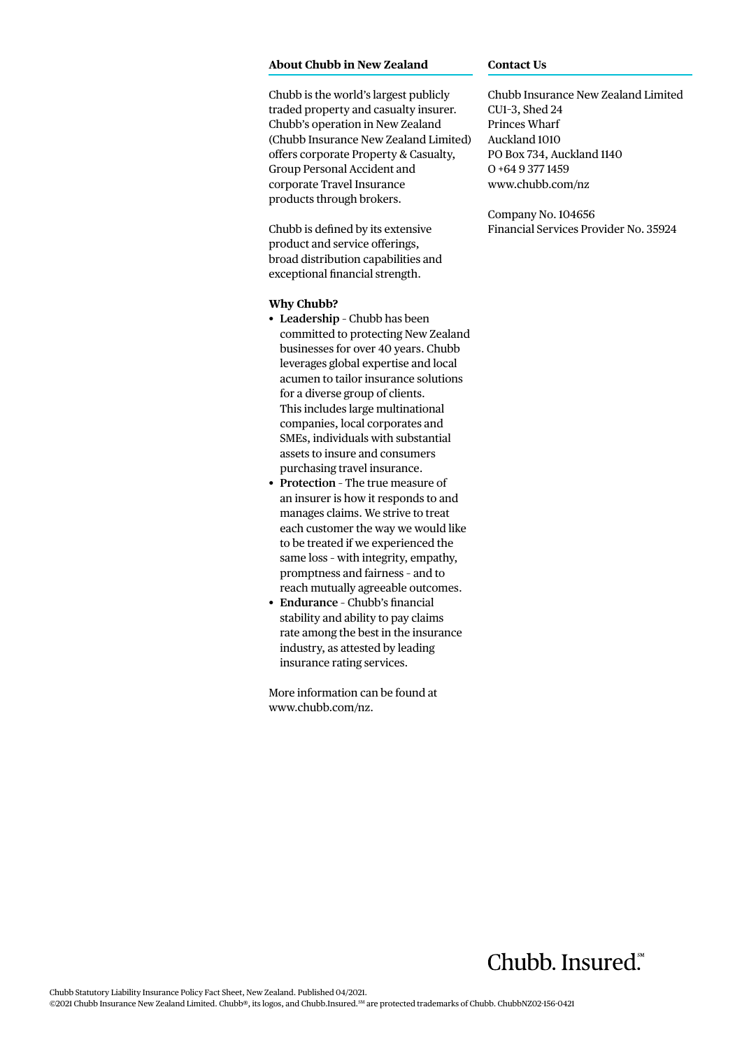## About Chubb in New Zealand

Chubb is the world's largest publicly traded property and casualty insurer. Chubb's operation in New Zealand (Chubb Insurance New Zealand Limited) offers corporate Property & Casualty, Group Personal Accident and corporate Travel Insurance products through brokers.

Chubb is defined by its extensive product and service offerings, broad distribution capabilities and exceptional financial strength.

**Why Chubb?**

- **Leadership** – Chubb has been committed to protecting New Zealand businesses for over 40 years. Chubb leverages global expertise and local acumen to tailor insurance solutions for a diverse group of clients. This includes large multinational companies, local corporates and SMEs, individuals with substantial assets to insure and consumers purchasing travel insurance.
- **Protection** – The true measure of an insurer is how it responds to and manages claims. We strive to treat each customer the way we would like to be treated if we experienced the same loss – with integrity, empathy, promptness and fairness – and to reach mutually agreeable outcomes.
- **Endurance** – Chubb's financial stability and ability to pay claims rate among the best in the insurance industry, as attested by leading insurance rating services.

More information can be found at www.chubb.com/nz.

## Contact Us

Chubb Insurance New Zealand Limited
CU1-3, Shed 24
Princes Wharf
Auckland 1010
PO Box 734, Auckland 1140
O +64 9 377 1459
www.chubb.com/nz

Company No. 104656
Financial Services Provider No. 35924

Chubb. Insured.℠

Chubb Statutory Liability Insurance Policy Fact Sheet, New Zealand. Published 04/2021.
©2021 Chubb Insurance New Zealand Limited. Chubb®, its logos, and Chubb.Insured.℠ are protected trademarks of Chubb. ChubbNZ02-156-0421